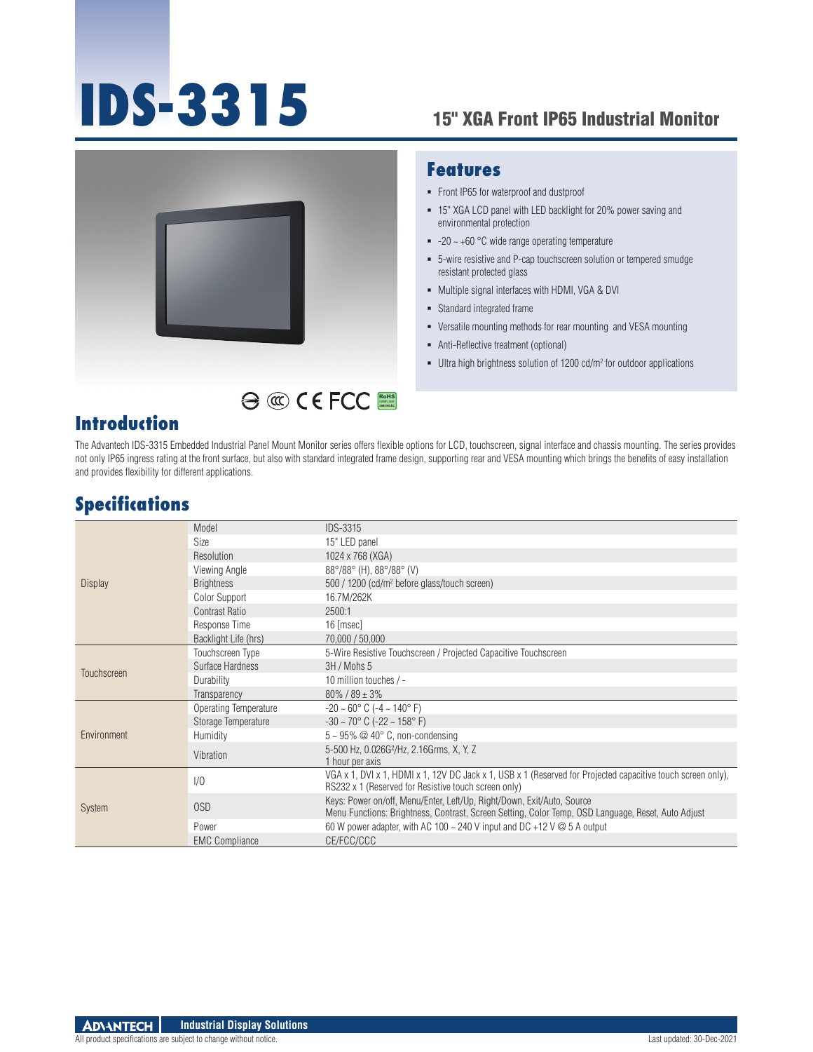# IDS-3315

## 15" XGA Front IP65 Industrial Monitor

## Features

- Front IP65 for waterproof and dustproof
- 15" XGA LCD panel with LED backlight for 20% power saving and environmental protection
- -20 ~ +60 °C wide range operating temperature
- 5-wire resistive and P-cap touchscreen solution or tempered smudge resistant protected glass
- Multiple signal interfaces with HDMI, VGA & DVI
- Standard integrated frame
- Versatile mounting methods for rear mounting and VESA mounting
- Anti-Reflective treatment (optional)
- Ultra high brightness solution of 1200 cd/m² for outdoor applications

## Introduction

The Advantech IDS-3315 Embedded Industrial Panel Mount Monitor series offers flexible options for LCD, touchscreen, signal interface and chassis mounting. The series provides not only IP65 ingress rating at the front surface, but also with standard integrated frame design, supporting rear and VESA mounting which brings the benefits of easy installation and provides flexibility for different applications.

## Specifications

| | | |
|---|---|---|
| Display | Model | IDS-3315 |
| | Size | 15" LED panel |
| | Resolution | 1024 x 768 (XGA) |
| | Viewing Angle | 88°/88° (H), 88°/88° (V) |
| | Brightness | 500 / 1200 (cd/m² before glass/touch screen) |
| | Color Support | 16.7M/262K |
| | Contrast Ratio | 2500:1 |
| | Response Time | 16 [msec] |
| | Backlight Life (hrs) | 70,000 / 50,000 |
| Touchscreen | Touchscreen Type | 5-Wire Resistive Touchscreen / Projected Capacitive Touchscreen |
| | Surface Hardness | 3H / Mohs 5 |
| | Durability | 10 million touches / - |
| | Transparency | 80% / 89 ± 3% |
| Environment | Operating Temperature | -20 ~ 60° C (-4 ~ 140° F) |
| | Storage Temperature | -30 ~ 70° C (-22 ~ 158° F) |
| | Humidity | 5 ~ 95% @ 40° C, non-condensing |
| | Vibration | 5-500 Hz, 0.026G²/Hz, 2.16Grms, X, Y, Z<br>1 hour per axis |
| System | I/O | VGA x 1, DVI x 1, HDMI x 1, 12V DC Jack x 1, USB x 1 (Reserved for Projected capacitive touch screen only), RS232 x 1 (Reserved for Resistive touch screen only) |
| | OSD | Keys: Power on/off, Menu/Enter, Left/Up, Right/Down, Exit/Auto, Source<br>Menu Functions: Brightness, Contrast, Screen Setting, Color Temp, OSD Language, Reset, Auto Adjust |
| | Power | 60 W power adapter, with AC 100 ~ 240 V input and DC +12 V @ 5 A output |
| | EMC Compliance | CE/FCC/CCC |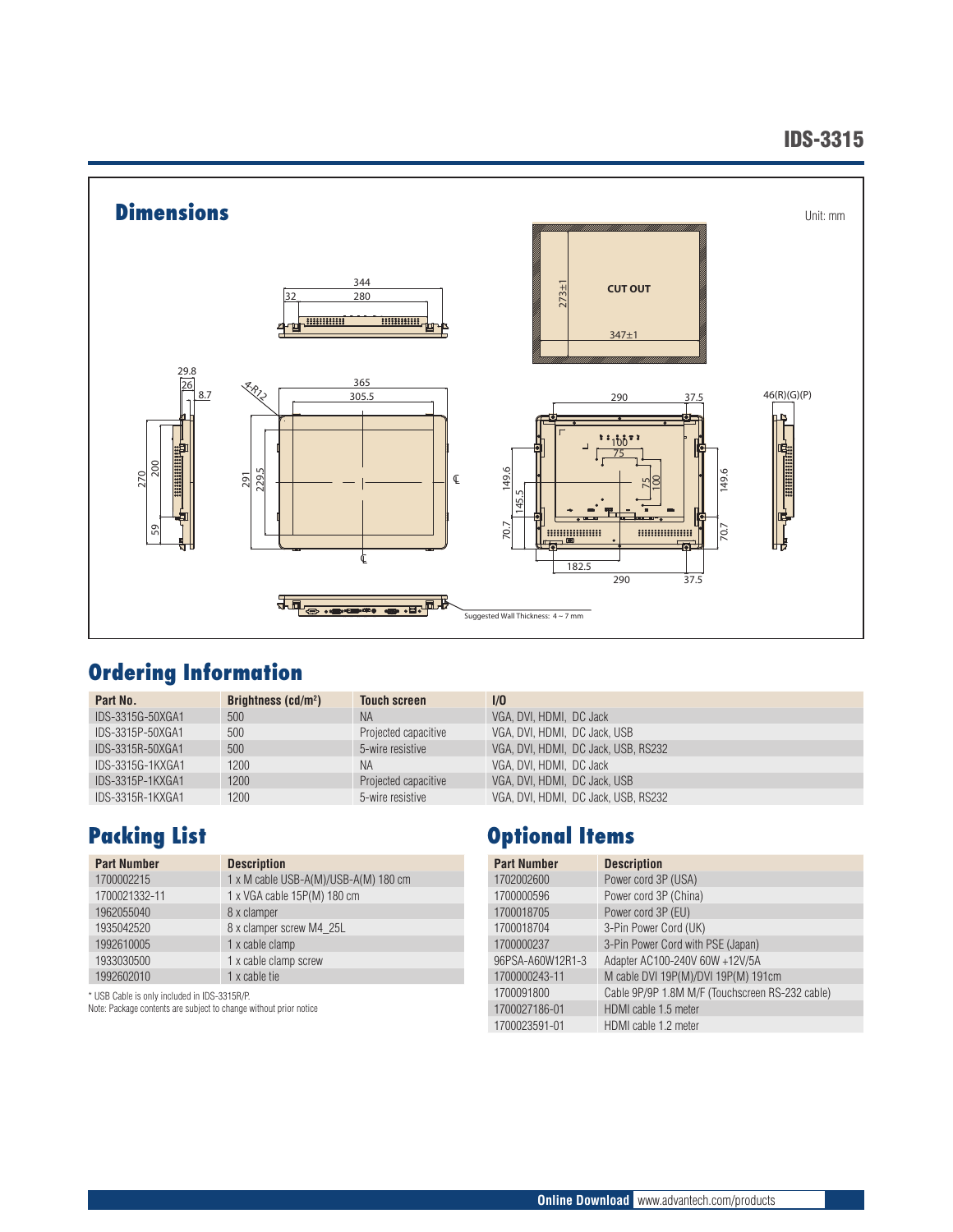## Dimensions

Unit: mm

344
32
280

CUT OUT
273±1
347±1

29.8
26
8.7
270
200
59

4-R12
365
305.5
291
229.5

290
37.5
100
75
149.6
145.5
70.7
75
100
149.6
70.7
182.5
290
37.5

46(R)(G)(P)

Suggested Wall Thickness: 4 ~ 7 mm

## Ordering Information

| Part No. | Brightness (cd/m²) | Touch screen | I/O |
|---|---|---|---|
| IDS-3315G-50XGA1 | 500 | NA | VGA, DVI, HDMI, DC Jack |
| IDS-3315P-50XGA1 | 500 | Projected capacitive | VGA, DVI, HDMI, DC Jack, USB |
| IDS-3315R-50XGA1 | 500 | 5-wire resistive | VGA, DVI, HDMI, DC Jack, USB, RS232 |
| IDS-3315G-1KXGA1 | 1200 | NA | VGA, DVI, HDMI, DC Jack |
| IDS-3315P-1KXGA1 | 1200 | Projected capacitive | VGA, DVI, HDMI, DC Jack, USB |
| IDS-3315R-1KXGA1 | 1200 | 5-wire resistive | VGA, DVI, HDMI, DC Jack, USB, RS232 |

## Packing List

| Part Number | Description |
|---|---|
| 1700002215 | 1 x M cable USB-A(M)/USB-A(M) 180 cm |
| 1700021332-11 | 1 x VGA cable 15P(M) 180 cm |
| 1962055040 | 8 x clamper |
| 1935042520 | 8 x clamper screw M4_25L |
| 1992610005 | 1 x cable clamp |
| 1933030500 | 1 x cable clamp screw |
| 1992602010 | 1 x cable tie |

* USB Cable is only included in IDS-3315R/P.
Note: Package contents are subject to change without prior notice

## Optional Items

| Part Number | Description |
|---|---|
| 1702002600 | Power cord 3P (USA) |
| 1700000596 | Power cord 3P (China) |
| 1700018705 | Power cord 3P (EU) |
| 1700018704 | 3-Pin Power Cord (UK) |
| 1700000237 | 3-Pin Power Cord with PSE (Japan) |
| 96PSA-A60W12R1-3 | Adapter AC100-240V 60W +12V/5A |
| 1700000243-11 | M cable DVI 19P(M)/DVI 19P(M) 191cm |
| 1700091800 | Cable 9P/9P 1.8M M/F (Touchscreen RS-232 cable) |
| 1700027186-01 | HDMI cable 1.5 meter |
| 1700023591-01 | HDMI cable 1.2 meter |

**Online Download** www.advantech.com/products